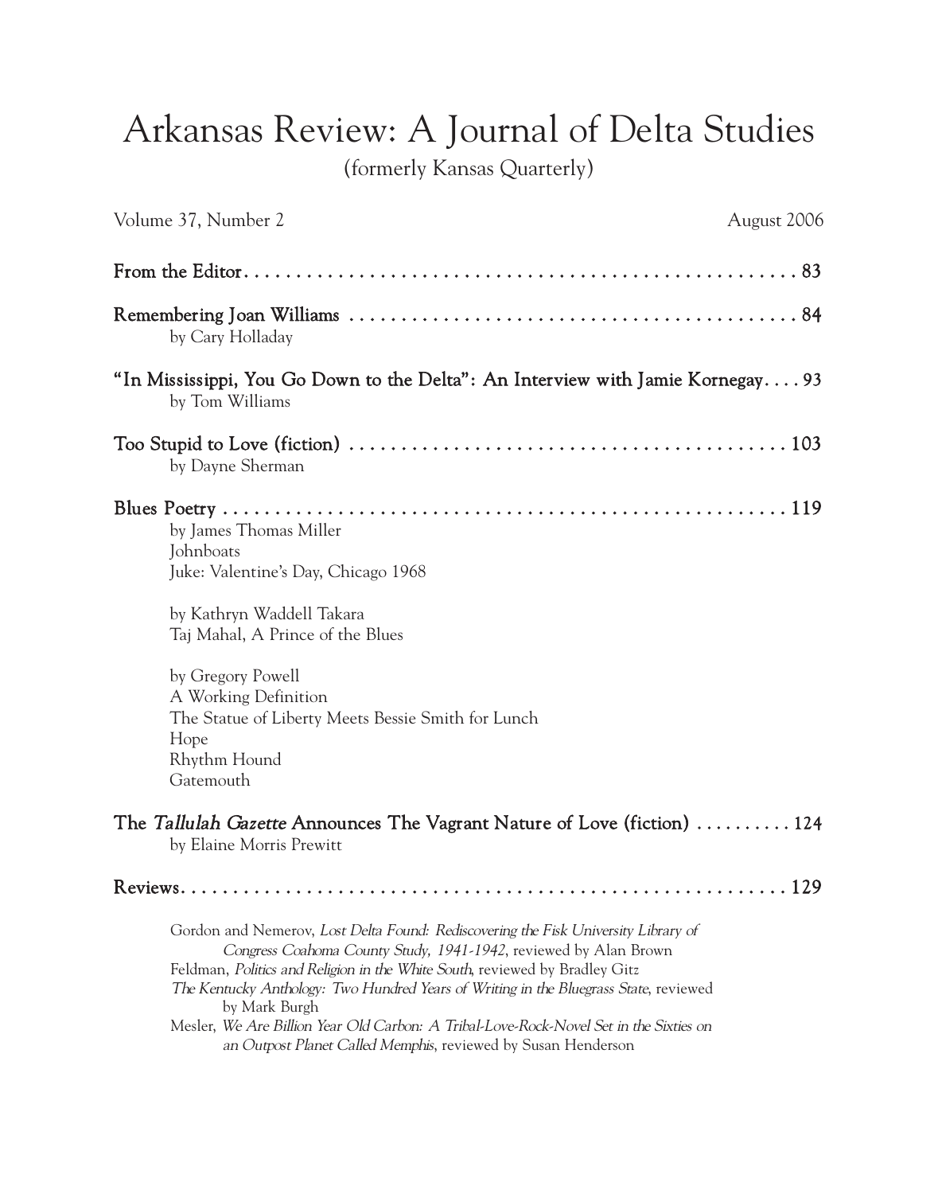# Arkansas Review: A Journal of Delta Studies

(formerly Kansas Quarterly)

Volume 37, Number 2 August 2006

**From the Editor** . . . . . . . . . . . . . . . . . . . . . . . . . . . . . . . . . . . . . . . . . . . . . . . . . . . . . . . 83

**Remembering Joan Williams** . . . . . . . . . . . . . . . . . . . . . . . . . . . . . . . . . . . . . . . . . . . . . 84
by Cary Holladay

**"In Mississippi, You Go Down to the Delta": An Interview with Jamie Kornegay** . . . . 93
by Tom Williams

**Too Stupid to Love (fiction)** . . . . . . . . . . . . . . . . . . . . . . . . . . . . . . . . . . . . . . . . . . . . 103
by Dayne Sherman

**Blues Poetry** . . . . . . . . . . . . . . . . . . . . . . . . . . . . . . . . . . . . . . . . . . . . . . . . . . . . . . . . 119

by James Thomas Miller
Johnboats
Juke: Valentine's Day, Chicago 1968

by Kathryn Waddell Takara
Taj Mahal, A Prince of the Blues

by Gregory Powell
A Working Definition
The Statue of Liberty Meets Bessie Smith for Lunch
Hope
Rhythm Hound
Gatemouth

**The *Tallulah Gazette* Announces The Vagrant Nature of Love (fiction)** . . . . . . . . . . 124
by Elaine Morris Prewitt

**Reviews** . . . . . . . . . . . . . . . . . . . . . . . . . . . . . . . . . . . . . . . . . . . . . . . . . . . . . . . . . . . . 129

Gordon and Nemerov, *Lost Delta Found: Rediscovering the Fisk University Library of Congress Coahoma County Study, 1941-1942*, reviewed by Alan Brown
Feldman, *Politics and Religion in the White South*, reviewed by Bradley Gitz
*The Kentucky Anthology: Two Hundred Years of Writing in the Bluegrass State*, reviewed by Mark Burgh
Mesler, *We Are Billion Year Old Carbon: A Tribal-Love-Rock-Novel Set in the Sixties on an Outpost Planet Called Memphis*, reviewed by Susan Henderson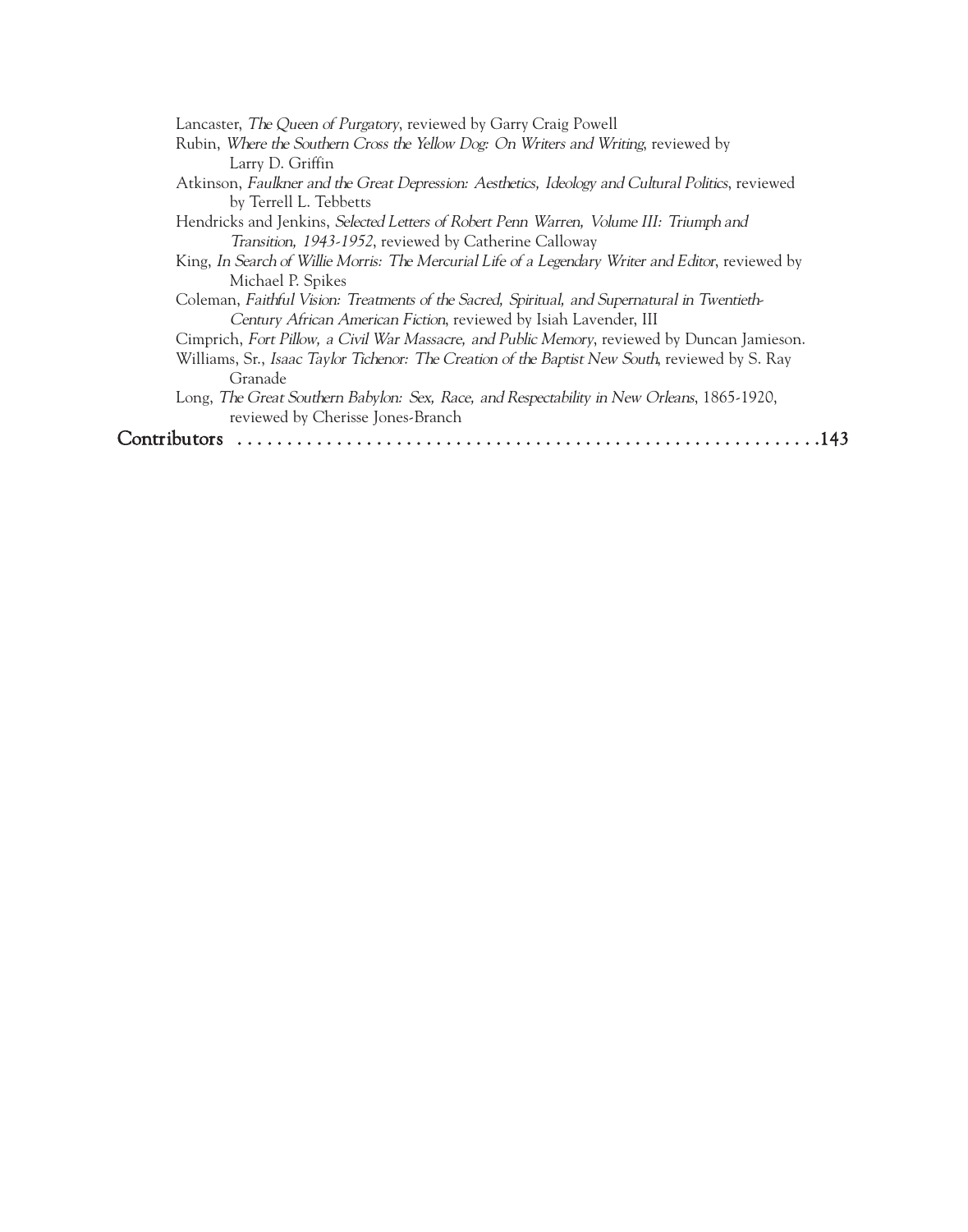Lancaster, *The Queen of Purgatory*, reviewed by Garry Craig Powell

Rubin, *Where the Southern Cross the Yellow Dog: On Writers and Writing*, reviewed by Larry D. Griffin

Atkinson, *Faulkner and the Great Depression: Aesthetics, Ideology and Cultural Politics*, reviewed by Terrell L. Tebbetts

Hendricks and Jenkins, *Selected Letters of Robert Penn Warren, Volume III: Triumph and Transition, 1943-1952*, reviewed by Catherine Calloway

King, *In Search of Willie Morris: The Mercurial Life of a Legendary Writer and Editor*, reviewed by Michael P. Spikes

Coleman, *Faithful Vision: Treatments of the Sacred, Spiritual, and Supernatural in Twentieth-Century African American Fiction*, reviewed by Isiah Lavender, III

Cimprich, *Fort Pillow, a Civil War Massacre, and Public Memory*, reviewed by Duncan Jamieson.

Williams, Sr., *Isaac Taylor Tichenor: The Creation of the Baptist New South*, reviewed by S. Ray Granade

Long, *The Great Southern Babylon: Sex, Race, and Respectability in New Orleans*, 1865-1920, reviewed by Cherisse Jones-Branch

**Contributors** . . . . . . . . . . . . . . . . . . . . . . . . . . . . . . . . . . . . . . . . . . . . . . . . . . . . . . . . . . .143